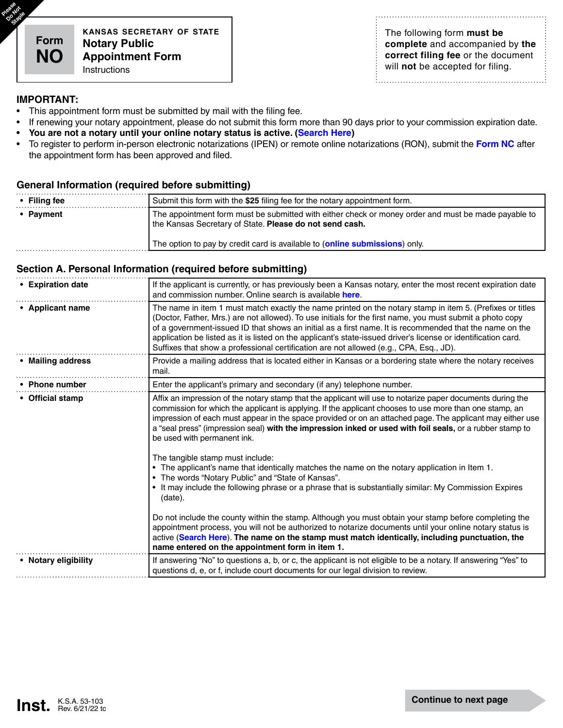Please Do Not Staple

**Form NO**

KANSAS SECRETARY OF STATE

# Notary Public Appointment Form

Instructions

The following form **must be complete** and accompanied by **the correct filing fee** or the document will **not** be accepted for filing.

**IMPORTANT:**

- This appointment form must be submitted by mail with the filing fee.
- If renewing your notary appointment, please do not submit this form more than 90 days prior to your commission expiration date.
- **You are not a notary until your online notary status is active. (Search Here)**
- To register to perform in-person electronic notarizations (IPEN) or remote online notarizations (RON), submit the **Form NC** after the appointment form has been approved and filed.

## General Information (required before submitting)

| | |
|---|---|
| **• Filing fee** | Submit this form with the **$25** filing fee for the notary appointment form. |
| **• Payment** | The appointment form must be submitted with either check or money order and must be made payable to the Kansas Secretary of State. **Please do not send cash.**<br><br>The option to pay by credit card is available to (**online submissions**) only. |

## Section A. Personal Information (required before submitting)

| | |
|---|---|
| **• Expiration date** | If the applicant is currently, or has previously been a Kansas notary, enter the most recent expiration date and commission number. Online search is available **here**. |
| **• Applicant name** | The name in item 1 must match exactly the name printed on the notary stamp in item 5. (Prefixes or titles (Doctor, Father, Mrs.) are not allowed). To use initials for the first name, you must submit a photo copy of a government-issued ID that shows an initial as a first name. It is recommended that the name on the application be listed as it is listed on the applicant's state-issued driver's license or identification card. Suffixes that show a professional certification are not allowed (e.g., CPA, Esq., JD). |
| **• Mailing address** | Provide a mailing address that is located either in Kansas or a bordering state where the notary receives mail. |
| **• Phone number** | Enter the applicant's primary and secondary (if any) telephone number. |
| **• Official stamp** | Affix an impression of the notary stamp that the applicant will use to notarize paper documents during the commission for which the applicant is applying. If the applicant chooses to use more than one stamp, an impression of each must appear in the space provided or on an attached page. The applicant may either use a "seal press" (impression seal) **with the impression inked or used with foil seals,** or a rubber stamp to be used with permanent ink.<br><br>The tangible stamp must include:<br>• The applicant's name that identically matches the name on the notary application in Item 1.<br>• The words "Notary Public" and "State of Kansas".<br>• It may include the following phrase or a phrase that is substantially similar: My Commission Expires (date).<br><br>Do not include the county within the stamp. Although you must obtain your stamp before completing the appointment process, you will not be authorized to notarize documents until your online notary status is active (**Search Here**). **The name on the stamp must match identically, including punctuation, the name entered on the appointment form in item 1.** |
| **• Notary eligibility** | If answering "No" to questions a, b, or c, the applicant is not eligible to be a notary. If answering "Yes" to questions d, e, or f, include court documents for our legal division to review. |

**Inst.** K.S.A. 53-103 Rev. 6/21/22 tc

**Continue to next page**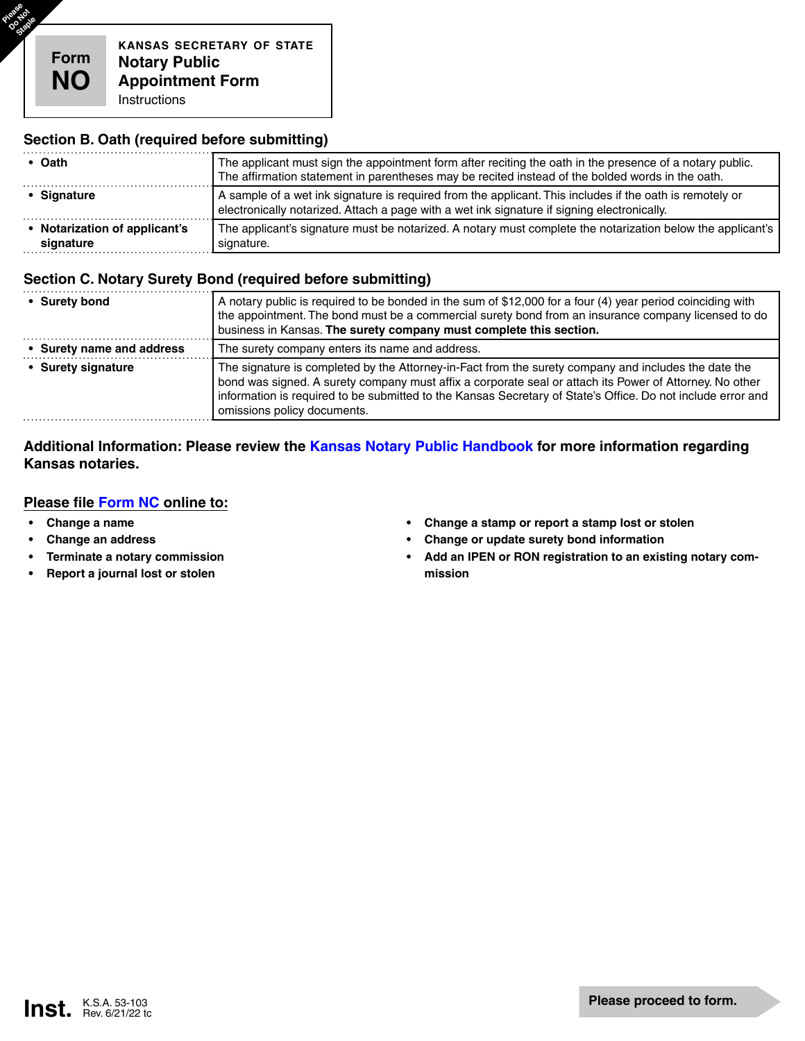Please Do Not Staple

# Form NO

KANSAS SECRETARY OF STATE
**Notary Public Appointment Form**
Instructions

## Section B. Oath (required before submitting)

| | |
|---|---|
| • **Oath** | The applicant must sign the appointment form after reciting the oath in the presence of a notary public. The affirmation statement in parentheses may be recited instead of the bolded words in the oath. |
| • **Signature** | A sample of a wet ink signature is required from the applicant. This includes if the oath is remotely or electronically notarized. Attach a page with a wet ink signature if signing electronically. |
| • **Notarization of applicant's signature** | The applicant's signature must be notarized. A notary must complete the notarization below the applicant's signature. |

## Section C. Notary Surety Bond (required before submitting)

| | |
|---|---|
| • **Surety bond** | A notary public is required to be bonded in the sum of $12,000 for a four (4) year period coinciding with the appointment. The bond must be a commercial surety bond from an insurance company licensed to do business in Kansas. **The surety company must complete this section.** |
| • **Surety name and address** | The surety company enters its name and address. |
| • **Surety signature** | The signature is completed by the Attorney-in-Fact from the surety company and includes the date the bond was signed. A surety company must affix a corporate seal or attach its Power of Attorney. No other information is required to be submitted to the Kansas Secretary of State's Office. Do not include error and omissions policy documents. |

**Additional Information: Please review the Kansas Notary Public Handbook for more information regarding Kansas notaries.**

## Please file Form NC online to:

- **Change a name**
- **Change an address**
- **Terminate a notary commission**
- **Report a journal lost or stolen**
- **Change a stamp or report a stamp lost or stolen**
- **Change or update surety bond information**
- **Add an IPEN or RON registration to an existing notary commission**

Inst. K.S.A. 53-103
Rev. 6/21/22 tc

**Please proceed to form.**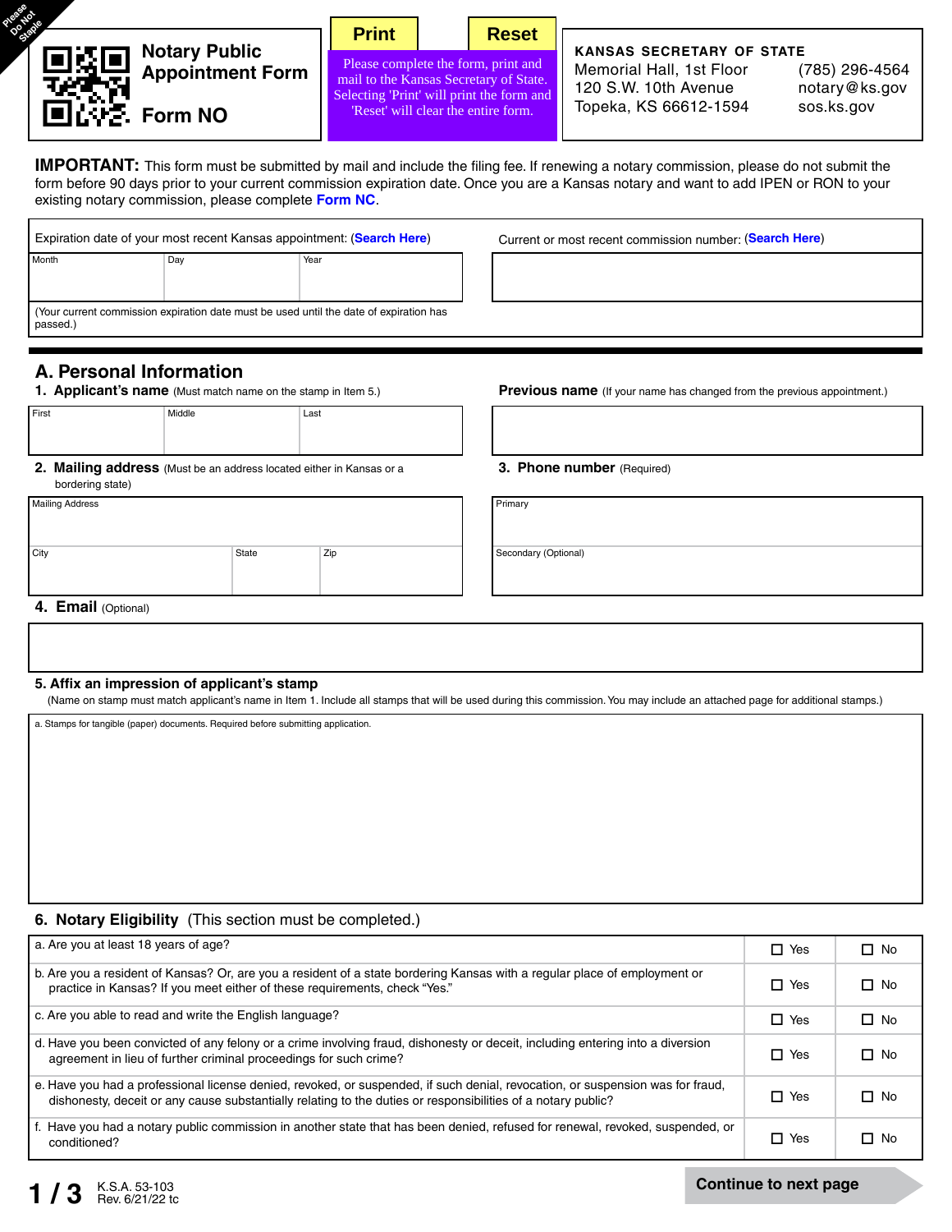Please Do Not Staple

# Notary Public Appointment Form

# Form NO

**Print** **Reset**

Please complete the form, print and mail to the Kansas Secretary of State. Selecting 'Print' will print the form and 'Reset' will clear the entire form.

**KANSAS SECRETARY OF STATE**
Memorial Hall, 1st Floor
120 S.W. 10th Avenue
Topeka, KS 66612-1594

(785) 296-4564
notary@ks.gov
sos.ks.gov

**IMPORTANT:** This form must be submitted by mail and include the filing fee. If renewing a notary commission, please do not submit the form before 90 days prior to your current commission expiration date. Once you are a Kansas notary and want to add IPEN or RON to your existing notary commission, please complete **Form NC**.

Expiration date of your most recent Kansas appointment: (**Search Here**)

| Month | Day | Year |
|---|---|---|
| | | |

(Your current commission expiration date must be used until the date of expiration has passed.)

Current or most recent commission number: (**Search Here**)

## A. Personal Information

**1. Applicant's name** (Must match name on the stamp in Item 5.)

| First | Middle | Last |
|---|---|---|
| | | |

**Previous name** (If your name has changed from the previous appointment.)

**2. Mailing address** (Must be an address located either in Kansas or a bordering state)

Mailing Address

| City | State | Zip |
|---|---|---|
| | | |

**3. Phone number** (Required)

Primary

Secondary (Optional)

**4. Email** (Optional)

**5. Affix an impression of applicant's stamp**

(Name on stamp must match applicant's name in Item 1. Include all stamps that will be used during this commission. You may include an attached page for additional stamps.)

a. Stamps for tangible (paper) documents. Required before submitting application.

**6. Notary Eligibility** (This section must be completed.)

| | | |
|---|---|---|
| a. Are you at least 18 years of age? | ☐ Yes | ☐ No |
| b. Are you a resident of Kansas? Or, are you a resident of a state bordering Kansas with a regular place of employment or practice in Kansas? If you meet either of these requirements, check "Yes." | ☐ Yes | ☐ No |
| c. Are you able to read and write the English language? | ☐ Yes | ☐ No |
| d. Have you been convicted of any felony or a crime involving fraud, dishonesty or deceit, including entering into a diversion agreement in lieu of further criminal proceedings for such crime? | ☐ Yes | ☐ No |
| e. Have you had a professional license denied, revoked, or suspended, if such denial, revocation, or suspension was for fraud, dishonesty, deceit or any cause substantially relating to the duties or responsibilities of a notary public? | ☐ Yes | ☐ No |
| f. Have you had a notary public commission in another state that has been denied, refused for renewal, revoked, suspended, or conditioned? | ☐ Yes | ☐ No |

K.S.A. 53-103
Rev. 6/21/22 tc

**Continue to next page**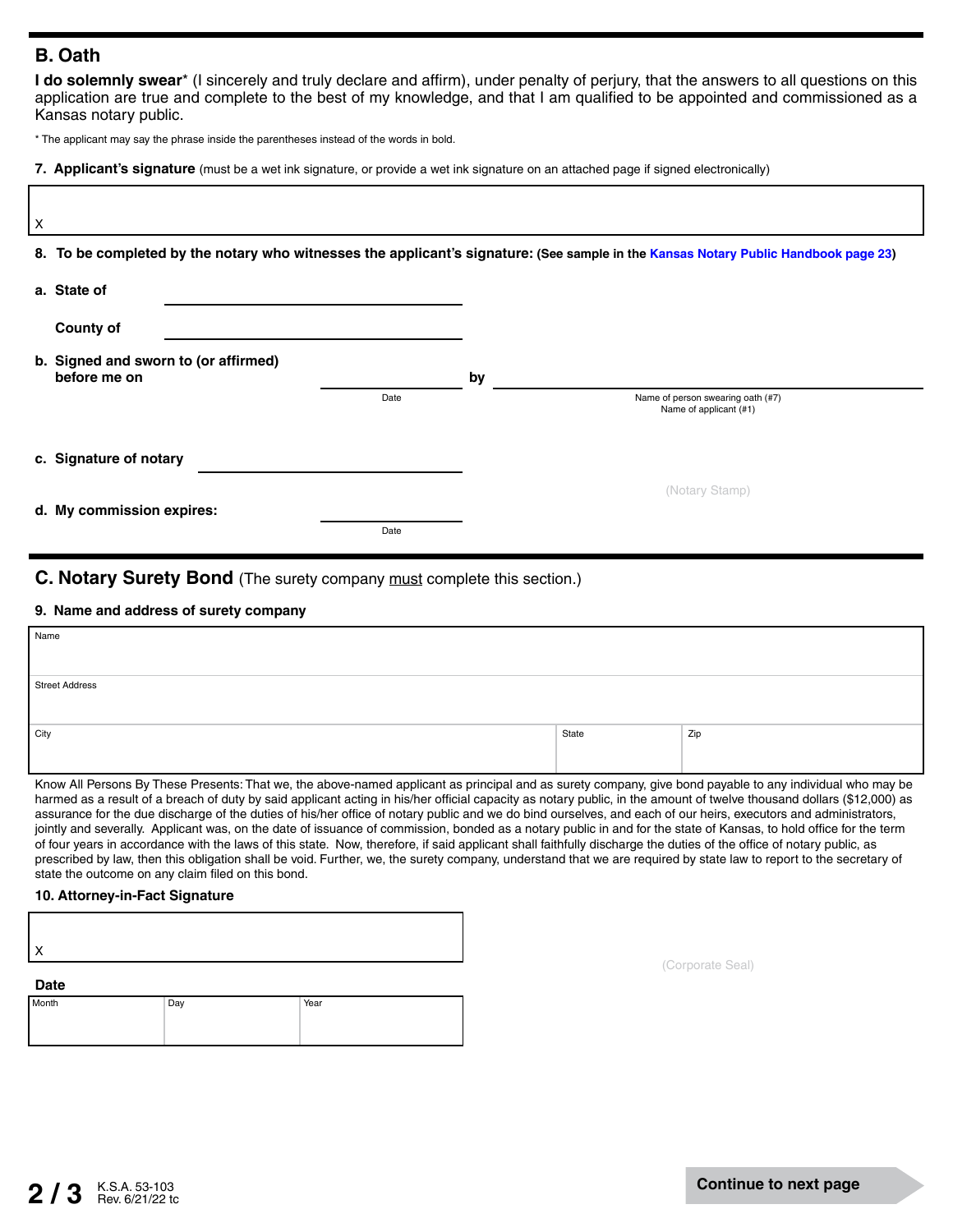## B. Oath

**I do solemnly swear*** (I sincerely and truly declare and affirm), under penalty of perjury, that the answers to all questions on this application are true and complete to the best of my knowledge, and that I am qualified to be appointed and commissioned as a Kansas notary public.

* The applicant may say the phrase inside the parentheses instead of the words in bold.

**7. Applicant's signature** (must be a wet ink signature, or provide a wet ink signature on an attached page if signed electronically)

X

**8. To be completed by the notary who witnesses the applicant's signature:** (See sample in the Kansas Notary Public Handbook page 23)

**a. State of** ____________________

**County of** ____________________

**b. Signed and sworn to (or affirmed) before me on** ____________________ **by** ____________________

Date — Name of person swearing oath (#7) / Name of applicant (#1)

**c. Signature of notary** ____________________

(Notary Stamp)

**d. My commission expires:** ____________________

Date

## C. Notary Surety Bond (The surety company must complete this section.)

**9. Name and address of surety company**

| Name | | |
|---|---|---|
| Street Address | | |
| City | State | Zip |

Know All Persons By These Presents: That we, the above-named applicant as principal and as surety company, give bond payable to any individual who may be harmed as a result of a breach of duty by said applicant acting in his/her official capacity as notary public, in the amount of twelve thousand dollars ($12,000) as assurance for the due discharge of the duties of his/her office of notary public and we do bind ourselves, and each of our heirs, executors and administrators, jointly and severally. Applicant was, on the date of issuance of commission, bonded as a notary public in and for the state of Kansas, to hold office for the term of four years in accordance with the laws of this state. Now, therefore, if said applicant shall faithfully discharge the duties of the office of notary public, as prescribed by law, then this obligation shall be void. Further, we, the surety company, understand that we are required by state law to report to the secretary of state the outcome on any claim filed on this bond.

**10. Attorney-in-Fact Signature**

X

(Corporate Seal)

**Date**

| Month | Day | Year |
|---|---|---|
| | | |

K.S.A. 53-103
Rev. 6/21/22 tc

Continue to next page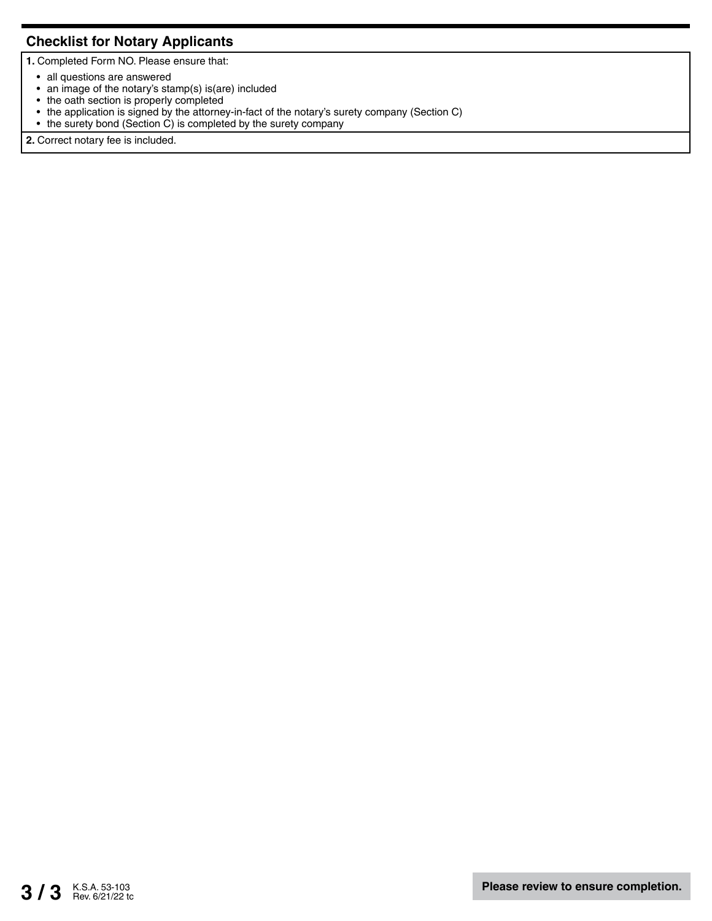## Checklist for Notary Applicants

**1.** Completed Form NO. Please ensure that:

- all questions are answered
- an image of the notary's stamp(s) is(are) included
- the oath section is properly completed
- the application is signed by the attorney-in-fact of the notary's surety company (Section C)
- the surety bond (Section C) is completed by the surety company

**2.** Correct notary fee is included.

K.S.A. 53-103
Rev. 6/21/22 tc

**Please review to ensure completion.**